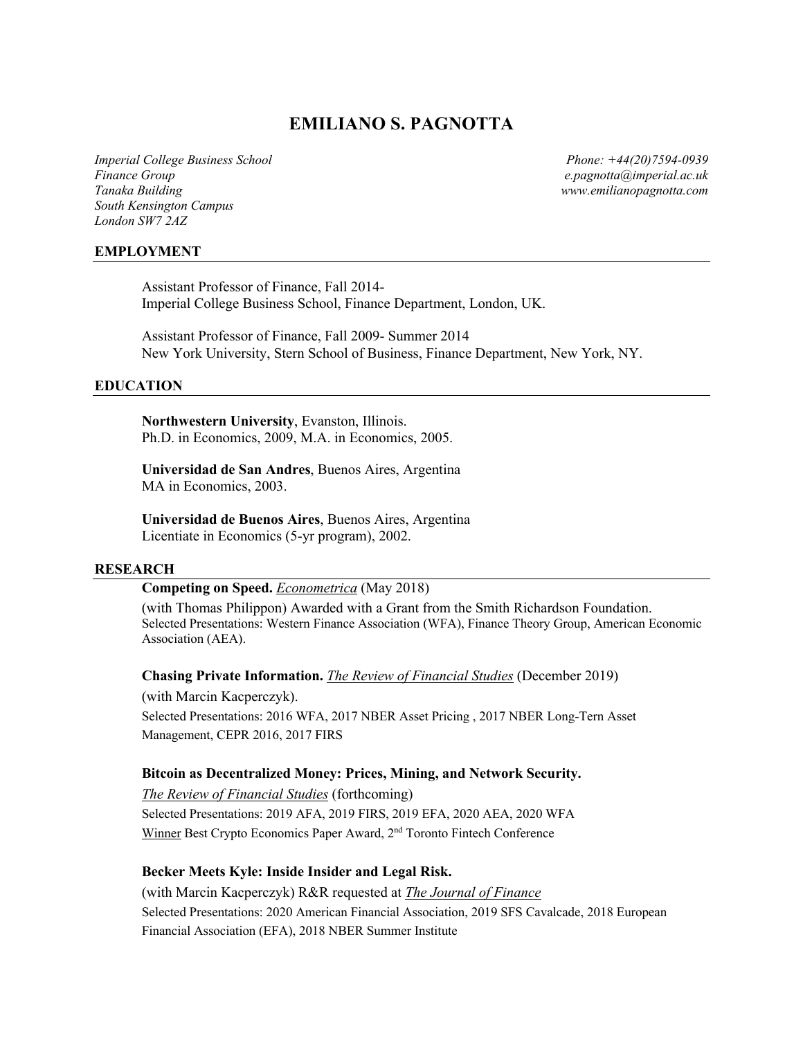# EMILIANO S. PAGNOTTA

*Imperial College Business School*
*Finance Group*
*Tanaka Building*
*South Kensington Campus*
*London SW7 2AZ*

*Phone: +44(20)7594-0939*
*e.pagnotta@imperial.ac.uk*
*www.emilianopagnotta.com*

## EMPLOYMENT

Assistant Professor of Finance, Fall 2014-
Imperial College Business School, Finance Department, London, UK.

Assistant Professor of Finance, Fall 2009- Summer 2014
New York University, Stern School of Business, Finance Department, New York, NY.

## EDUCATION

**Northwestern University**, Evanston, Illinois.
Ph.D. in Economics, 2009, M.A. in Economics, 2005.

**Universidad de San Andres**, Buenos Aires, Argentina
MA in Economics, 2003.

**Universidad de Buenos Aires**, Buenos Aires, Argentina
Licentiate in Economics (5-yr program), 2002.

## RESEARCH

**Competing on Speed.** *Econometrica* (May 2018)
(with Thomas Philippon) Awarded with a Grant from the Smith Richardson Foundation.
Selected Presentations: Western Finance Association (WFA), Finance Theory Group, American Economic Association (AEA).

**Chasing Private Information.** *The Review of Financial Studies* (December 2019)
(with Marcin Kacperczyk).
Selected Presentations: 2016 WFA, 2017 NBER Asset Pricing , 2017 NBER Long-Tern Asset Management, CEPR 2016, 2017 FIRS

**Bitcoin as Decentralized Money: Prices, Mining, and Network Security.**
*The Review of Financial Studies* (forthcoming)
Selected Presentations: 2019 AFA, 2019 FIRS, 2019 EFA, 2020 AEA, 2020 WFA
Winner Best Crypto Economics Paper Award, 2nd Toronto Fintech Conference

**Becker Meets Kyle: Inside Insider and Legal Risk.**
(with Marcin Kacperczyk) R&R requested at *The Journal of Finance*
Selected Presentations: 2020 American Financial Association, 2019 SFS Cavalcade, 2018 European Financial Association (EFA), 2018 NBER Summer Institute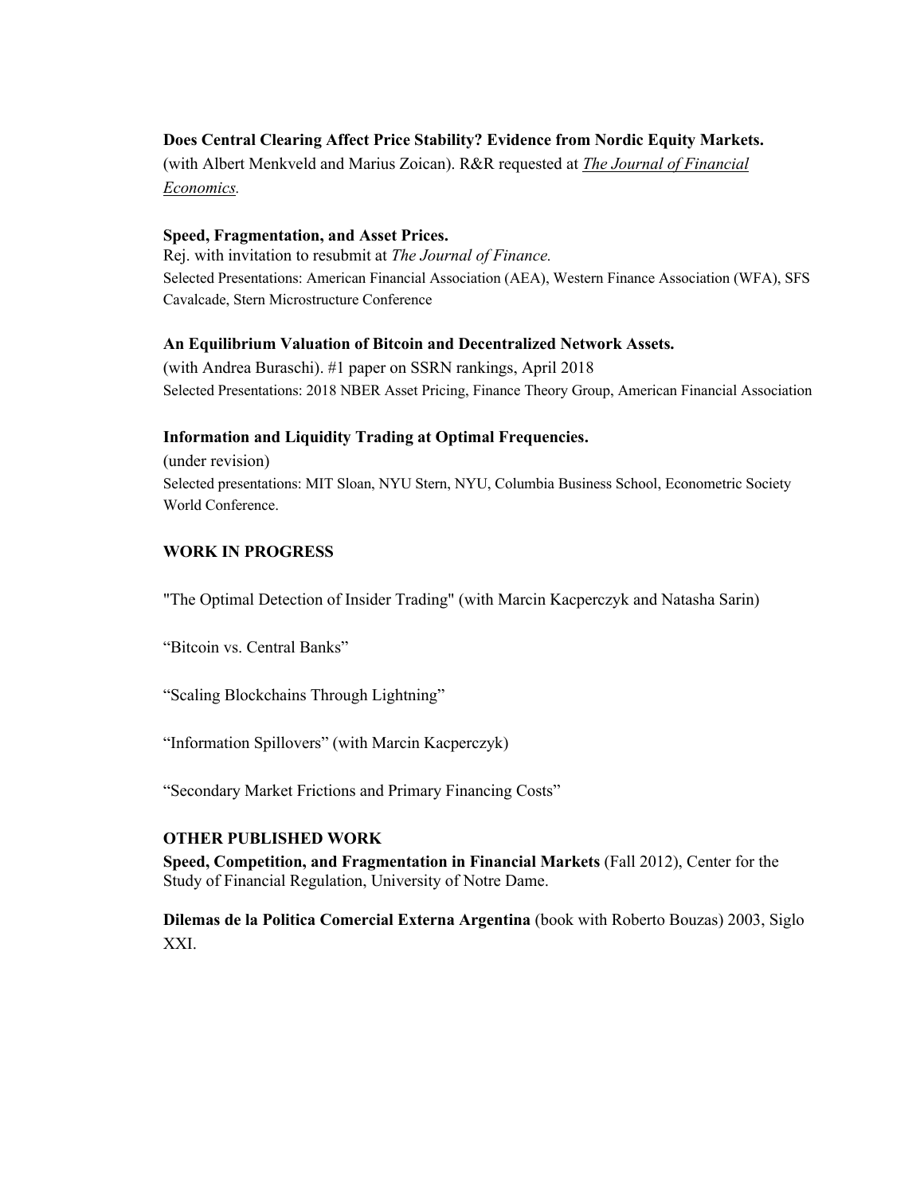**Does Central Clearing Affect Price Stability? Evidence from Nordic Equity Markets.**
(with Albert Menkveld and Marius Zoican). R&R requested at ***The Journal of Financial Economics***.

**Speed, Fragmentation, and Asset Prices.**
Rej. with invitation to resubmit at *The Journal of Finance.*
Selected Presentations: American Financial Association (AEA), Western Finance Association (WFA), SFS Cavalcade, Stern Microstructure Conference

**An Equilibrium Valuation of Bitcoin and Decentralized Network Assets.**
(with Andrea Buraschi). #1 paper on SSRN rankings, April 2018
Selected Presentations: 2018 NBER Asset Pricing, Finance Theory Group, American Financial Association

**Information and Liquidity Trading at Optimal Frequencies.**
(under revision)
Selected presentations: MIT Sloan, NYU Stern, NYU, Columbia Business School, Econometric Society World Conference.

**WORK IN PROGRESS**

"The Optimal Detection of Insider Trading" (with Marcin Kacperczyk and Natasha Sarin)

"Bitcoin vs. Central Banks"

"Scaling Blockchains Through Lightning"

"Information Spillovers" (with Marcin Kacperczyk)

"Secondary Market Frictions and Primary Financing Costs"

**OTHER PUBLISHED WORK**

**Speed, Competition, and Fragmentation in Financial Markets** (Fall 2012), Center for the Study of Financial Regulation, University of Notre Dame.

**Dilemas de la Politica Comercial Externa Argentina** (book with Roberto Bouzas) 2003, Siglo XXI.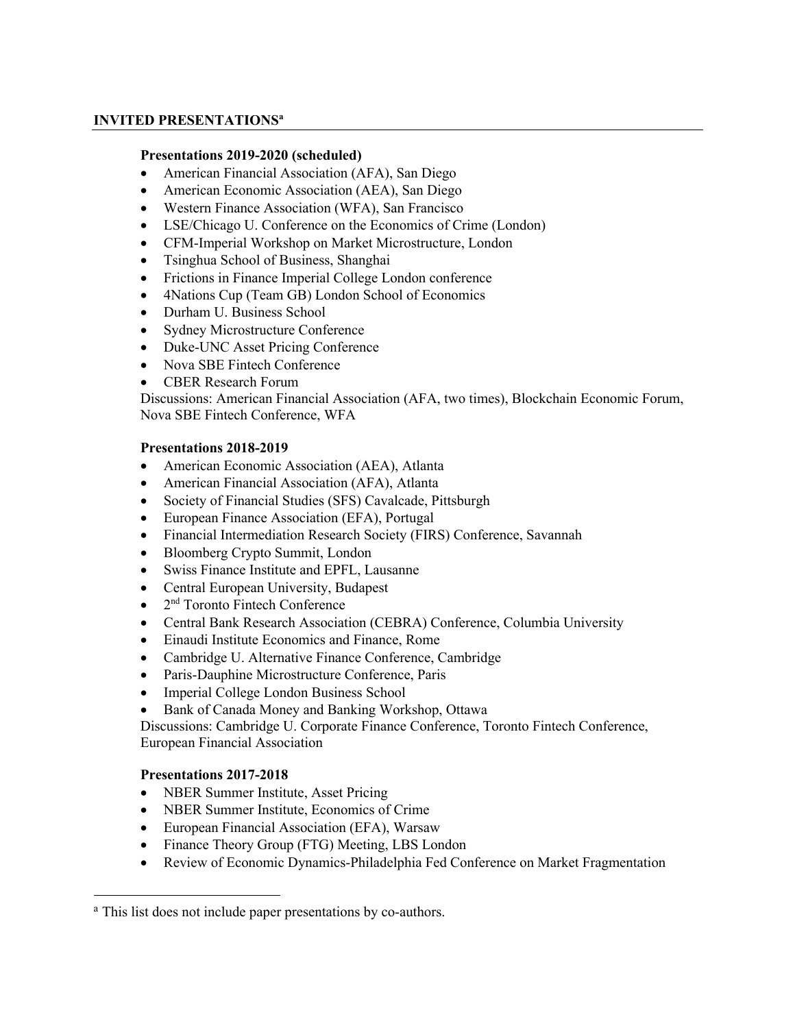## INVITED PRESENTATIONS[a]

### Presentations 2019-2020 (scheduled)

- American Financial Association (AFA), San Diego
- American Economic Association (AEA), San Diego
- Western Finance Association (WFA), San Francisco
- LSE/Chicago U. Conference on the Economics of Crime (London)
- CFM-Imperial Workshop on Market Microstructure, London
- Tsinghua School of Business, Shanghai
- Frictions in Finance Imperial College London conference
- 4Nations Cup (Team GB) London School of Economics
- Durham U. Business School
- Sydney Microstructure Conference
- Duke-UNC Asset Pricing Conference
- Nova SBE Fintech Conference
- CBER Research Forum

Discussions: American Financial Association (AFA, two times), Blockchain Economic Forum, Nova SBE Fintech Conference, WFA

### Presentations 2018-2019

- American Economic Association (AEA), Atlanta
- American Financial Association (AFA), Atlanta
- Society of Financial Studies (SFS) Cavalcade, Pittsburgh
- European Finance Association (EFA), Portugal
- Financial Intermediation Research Society (FIRS) Conference, Savannah
- Bloomberg Crypto Summit, London
- Swiss Finance Institute and EPFL, Lausanne
- Central European University, Budapest
- 2nd Toronto Fintech Conference
- Central Bank Research Association (CEBRA) Conference, Columbia University
- Einaudi Institute Economics and Finance, Rome
- Cambridge U. Alternative Finance Conference, Cambridge
- Paris-Dauphine Microstructure Conference, Paris
- Imperial College London Business School
- Bank of Canada Money and Banking Workshop, Ottawa

Discussions: Cambridge U. Corporate Finance Conference, Toronto Fintech Conference, European Financial Association

### Presentations 2017-2018

- NBER Summer Institute, Asset Pricing
- NBER Summer Institute, Economics of Crime
- European Financial Association (EFA), Warsaw
- Finance Theory Group (FTG) Meeting, LBS London
- Review of Economic Dynamics-Philadelphia Fed Conference on Market Fragmentation

---

[a] This list does not include paper presentations by co-authors.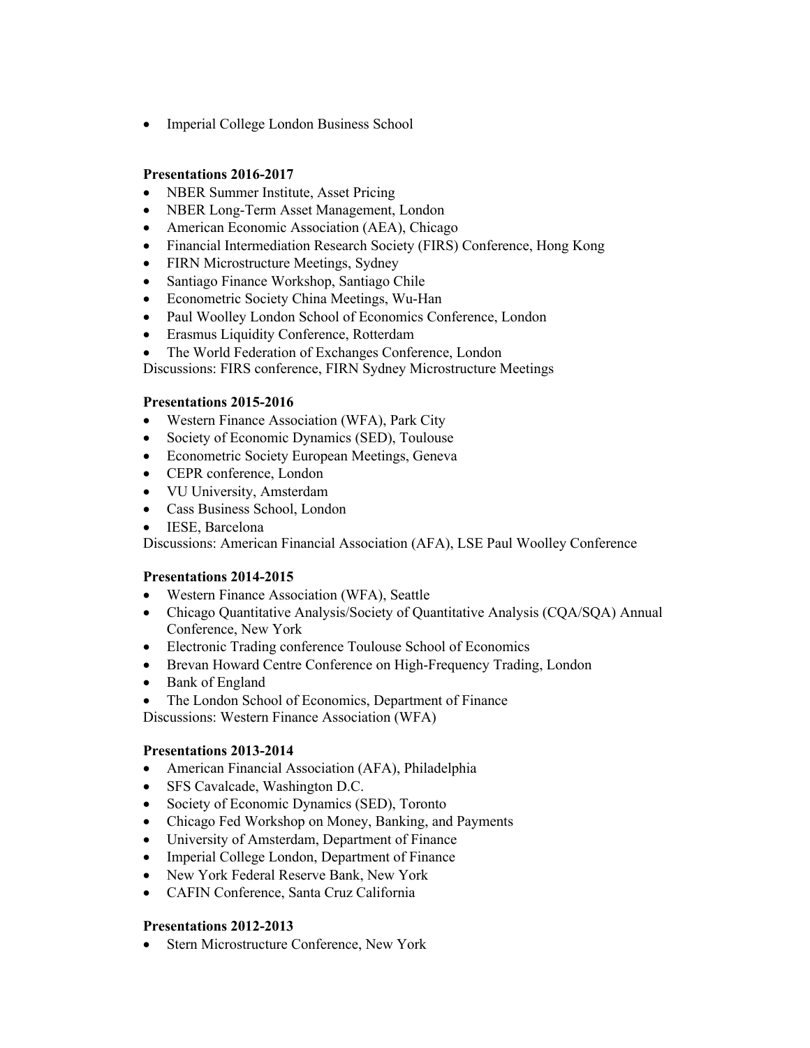- Imperial College London Business School

**Presentations 2016-2017**

- NBER Summer Institute, Asset Pricing
- NBER Long-Term Asset Management, London
- American Economic Association (AEA), Chicago
- Financial Intermediation Research Society (FIRS) Conference, Hong Kong
- FIRN Microstructure Meetings, Sydney
- Santiago Finance Workshop, Santiago Chile
- Econometric Society China Meetings, Wu-Han
- Paul Woolley London School of Economics Conference, London
- Erasmus Liquidity Conference, Rotterdam
- The World Federation of Exchanges Conference, London

Discussions: FIRS conference, FIRN Sydney Microstructure Meetings

**Presentations 2015-2016**

- Western Finance Association (WFA), Park City
- Society of Economic Dynamics (SED), Toulouse
- Econometric Society European Meetings, Geneva
- CEPR conference, London
- VU University, Amsterdam
- Cass Business School, London
- IESE, Barcelona

Discussions: American Financial Association (AFA), LSE Paul Woolley Conference

**Presentations 2014-2015**

- Western Finance Association (WFA), Seattle
- Chicago Quantitative Analysis/Society of Quantitative Analysis (CQA/SQA) Annual Conference, New York
- Electronic Trading conference Toulouse School of Economics
- Brevan Howard Centre Conference on High-Frequency Trading, London
- Bank of England
- The London School of Economics, Department of Finance

Discussions: Western Finance Association (WFA)

**Presentations 2013-2014**

- American Financial Association (AFA), Philadelphia
- SFS Cavalcade, Washington D.C.
- Society of Economic Dynamics (SED), Toronto
- Chicago Fed Workshop on Money, Banking, and Payments
- University of Amsterdam, Department of Finance
- Imperial College London, Department of Finance
- New York Federal Reserve Bank, New York
- CAFIN Conference, Santa Cruz California

**Presentations 2012-2013**

- Stern Microstructure Conference, New York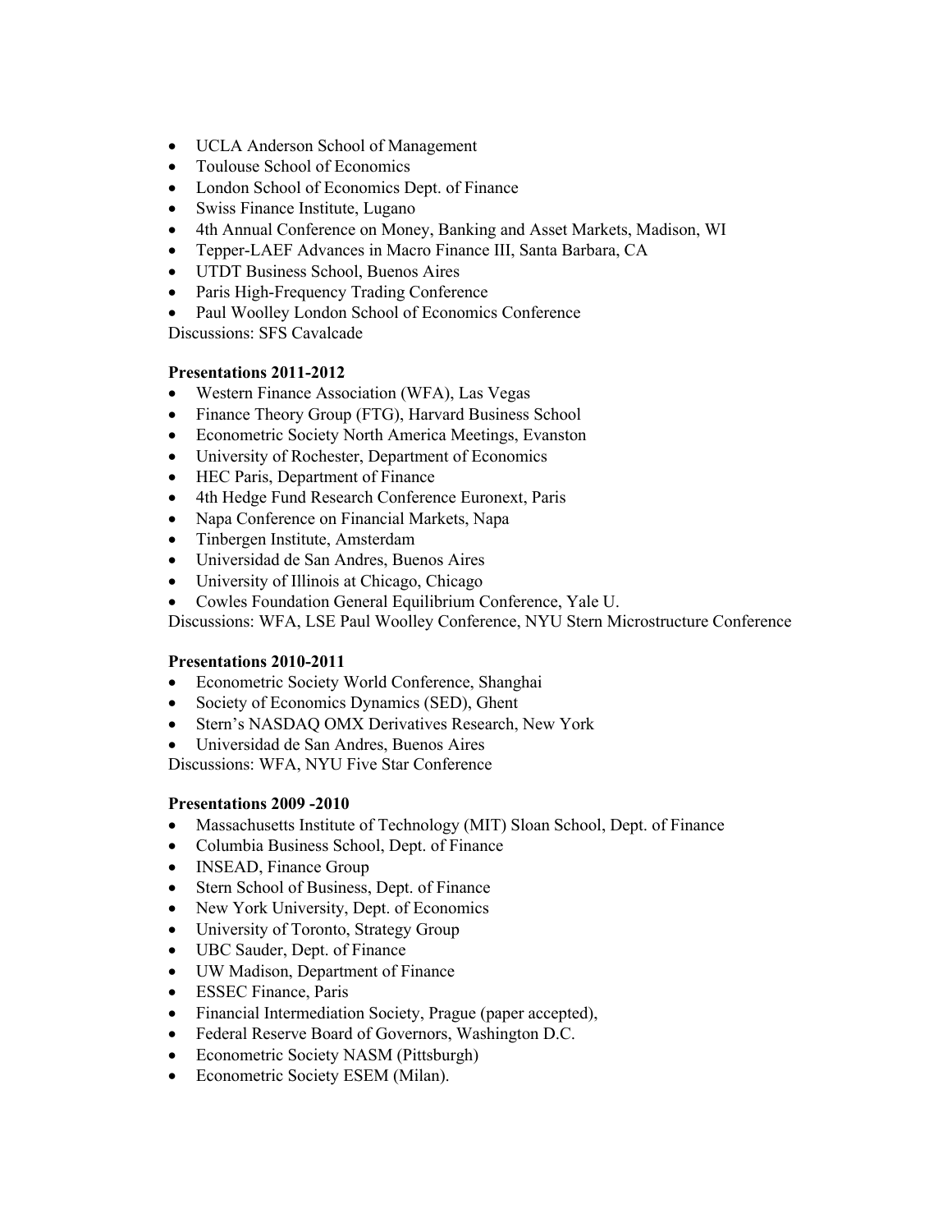- UCLA Anderson School of Management
- Toulouse School of Economics
- London School of Economics Dept. of Finance
- Swiss Finance Institute, Lugano
- 4th Annual Conference on Money, Banking and Asset Markets, Madison, WI
- Tepper-LAEF Advances in Macro Finance III, Santa Barbara, CA
- UTDT Business School, Buenos Aires
- Paris High-Frequency Trading Conference
- Paul Woolley London School of Economics Conference

Discussions: SFS Cavalcade

**Presentations 2011-2012**

- Western Finance Association (WFA), Las Vegas
- Finance Theory Group (FTG), Harvard Business School
- Econometric Society North America Meetings, Evanston
- University of Rochester, Department of Economics
- HEC Paris, Department of Finance
- 4th Hedge Fund Research Conference Euronext, Paris
- Napa Conference on Financial Markets, Napa
- Tinbergen Institute, Amsterdam
- Universidad de San Andres, Buenos Aires
- University of Illinois at Chicago, Chicago
- Cowles Foundation General Equilibrium Conference, Yale U.

Discussions: WFA, LSE Paul Woolley Conference, NYU Stern Microstructure Conference

**Presentations 2010-2011**

- Econometric Society World Conference, Shanghai
- Society of Economics Dynamics (SED), Ghent
- Stern's NASDAQ OMX Derivatives Research, New York
- Universidad de San Andres, Buenos Aires

Discussions: WFA, NYU Five Star Conference

**Presentations 2009 -2010**

- Massachusetts Institute of Technology (MIT) Sloan School, Dept. of Finance
- Columbia Business School, Dept. of Finance
- INSEAD, Finance Group
- Stern School of Business, Dept. of Finance
- New York University, Dept. of Economics
- University of Toronto, Strategy Group
- UBC Sauder, Dept. of Finance
- UW Madison, Department of Finance
- ESSEC Finance, Paris
- Financial Intermediation Society, Prague (paper accepted),
- Federal Reserve Board of Governors, Washington D.C.
- Econometric Society NASM (Pittsburgh)
- Econometric Society ESEM (Milan).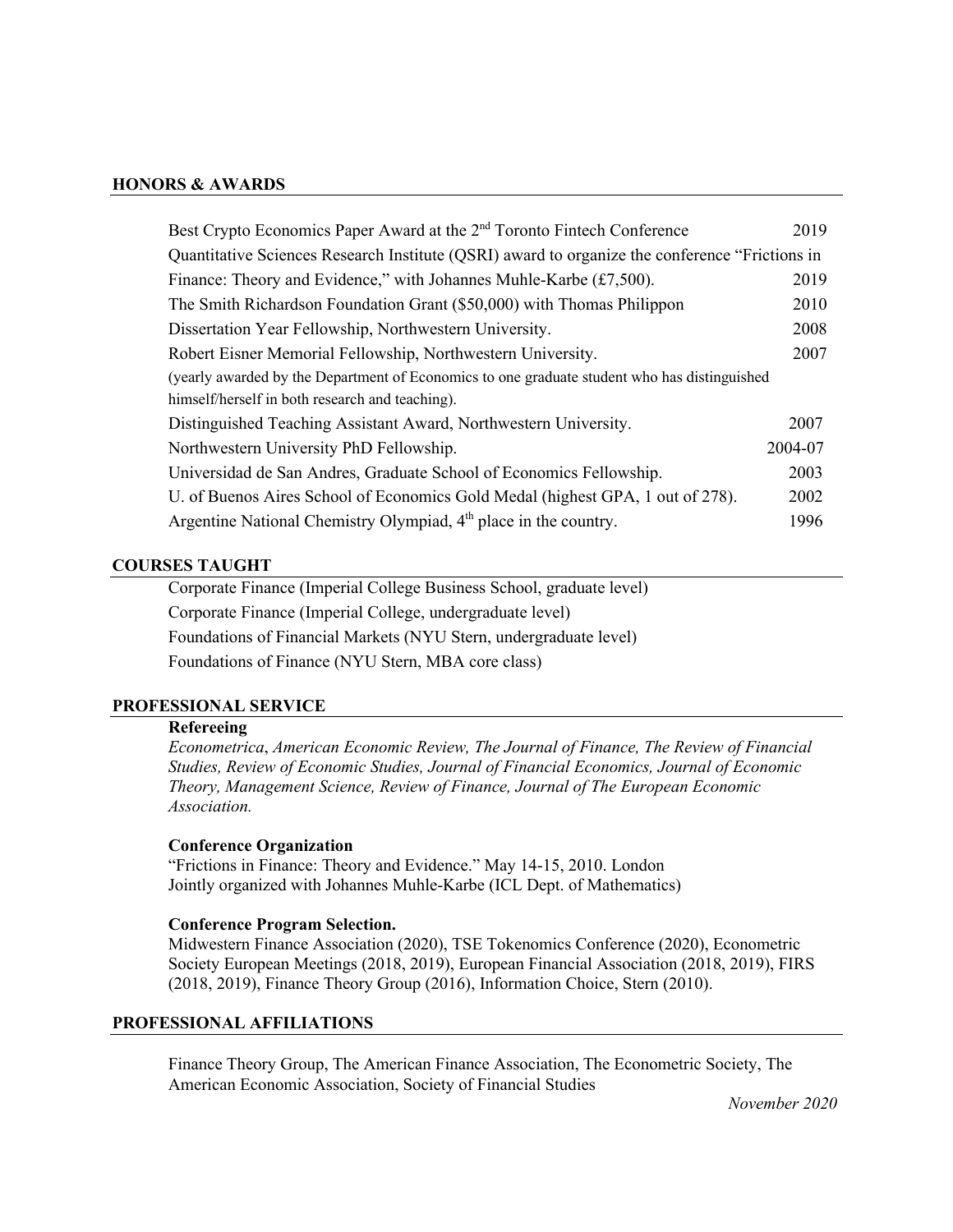## HONORS & AWARDS

| | |
|---|---|
| Best Crypto Economics Paper Award at the 2nd Toronto Fintech Conference | 2019 |
| Quantitative Sciences Research Institute (QSRI) award to organize the conference "Frictions in Finance: Theory and Evidence," with Johannes Muhle-Karbe (£7,500). | 2019 |
| The Smith Richardson Foundation Grant ($50,000) with Thomas Philippon | 2010 |
| Dissertation Year Fellowship, Northwestern University. | 2008 |
| Robert Eisner Memorial Fellowship, Northwestern University. (yearly awarded by the Department of Economics to one graduate student who has distinguished himself/herself in both research and teaching). | 2007 |
| Distinguished Teaching Assistant Award, Northwestern University. | 2007 |
| Northwestern University PhD Fellowship. | 2004-07 |
| Universidad de San Andres, Graduate School of Economics Fellowship. | 2003 |
| U. of Buenos Aires School of Economics Gold Medal (highest GPA, 1 out of 278). | 2002 |
| Argentine National Chemistry Olympiad, 4th place in the country. | 1996 |

## COURSES TAUGHT

Corporate Finance (Imperial College Business School, graduate level)
Corporate Finance (Imperial College, undergraduate level)
Foundations of Financial Markets (NYU Stern, undergraduate level)
Foundations of Finance (NYU Stern, MBA core class)

## PROFESSIONAL SERVICE

**Refereeing**
*Econometrica*, *American Economic Review, The Journal of Finance, The Review of Financial Studies, Review of Economic Studies, Journal of Financial Economics, Journal of Economic Theory, Management Science, Review of Finance, Journal of The European Economic Association.*

**Conference Organization**
"Frictions in Finance: Theory and Evidence." May 14-15, 2010. London
Jointly organized with Johannes Muhle-Karbe (ICL Dept. of Mathematics)

**Conference Program Selection.**
Midwestern Finance Association (2020), TSE Tokenomics Conference (2020), Econometric Society European Meetings (2018, 2019), European Financial Association (2018, 2019), FIRS (2018, 2019), Finance Theory Group (2016), Information Choice, Stern (2010).

## PROFESSIONAL AFFILIATIONS

Finance Theory Group, The American Finance Association, The Econometric Society, The American Economic Association, Society of Financial Studies

*November 2020*